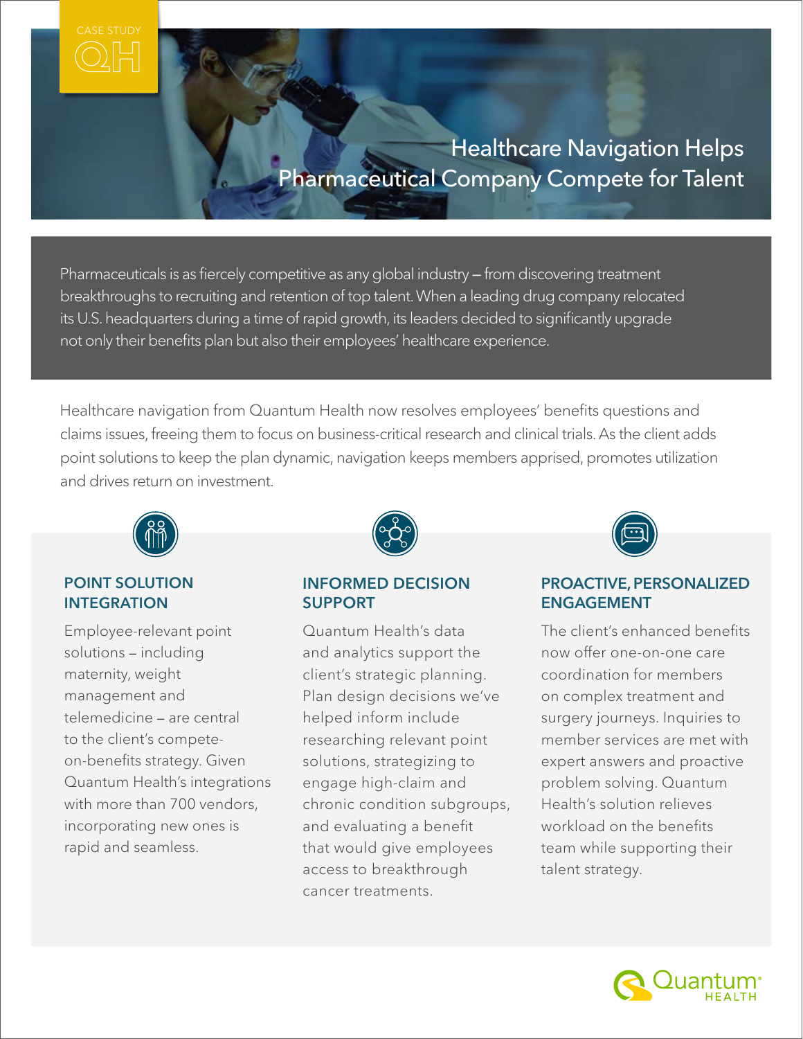CASE STUDY

# Healthcare Navigation Helps Pharmaceutical Company Compete for Talent

Pharmaceuticals is as fiercely competitive as any global industry – from discovering treatment breakthroughs to recruiting and retention of top talent. When a leading drug company relocated its U.S. headquarters during a time of rapid growth, its leaders decided to significantly upgrade not only their benefits plan but also their employees' healthcare experience.

Healthcare navigation from Quantum Health now resolves employees' benefits questions and claims issues, freeing them to focus on business-critical research and clinical trials. As the client adds point solutions to keep the plan dynamic, navigation keeps members apprised, promotes utilization and drives return on investment.

## POINT SOLUTION INTEGRATION

Employee-relevant point solutions – including maternity, weight management and telemedicine – are central to the client's compete-on-benefits strategy. Given Quantum Health's integrations with more than 700 vendors, incorporating new ones is rapid and seamless.

## INFORMED DECISION SUPPORT

Quantum Health's data and analytics support the client's strategic planning. Plan design decisions we've helped inform include researching relevant point solutions, strategizing to engage high-claim and chronic condition subgroups, and evaluating a benefit that would give employees access to breakthrough cancer treatments.

## PROACTIVE, PERSONALIZED ENGAGEMENT

The client's enhanced benefits now offer one-on-one care coordination for members on complex treatment and surgery journeys. Inquiries to member services are met with expert answers and proactive problem solving. Quantum Health's solution relieves workload on the benefits team while supporting their talent strategy.

Quantum® HEALTH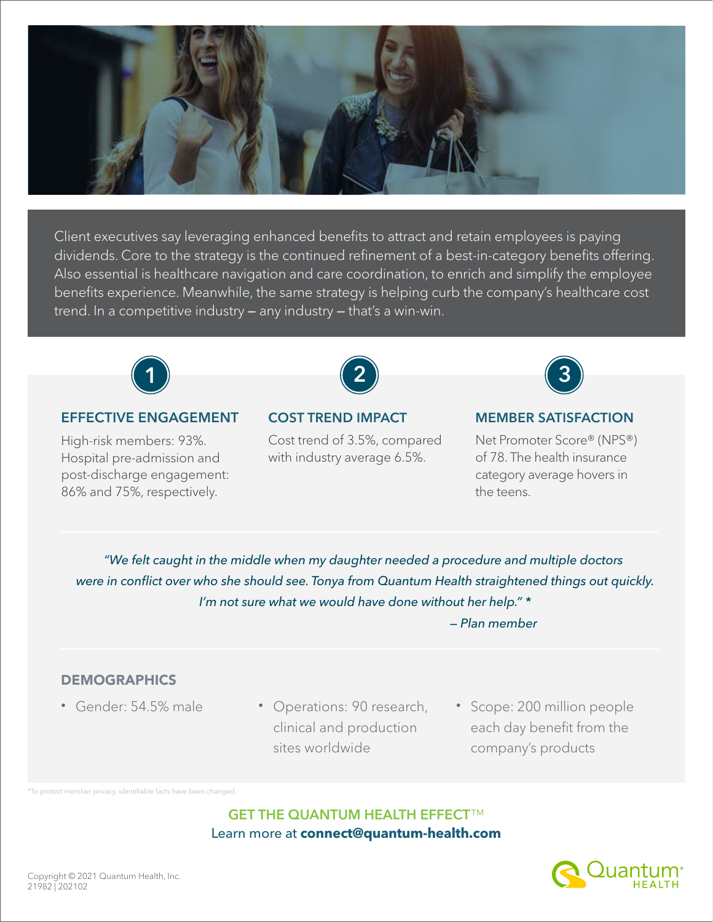Client executives say leveraging enhanced benefits to attract and retain employees is paying dividends. Core to the strategy is the continued refinement of a best-in-category benefits offering. Also essential is healthcare navigation and care coordination, to enrich and simplify the employee benefits experience. Meanwhile, the same strategy is helping curb the company's healthcare cost trend. In a competitive industry — any industry — that's a win-win.

### 1 EFFECTIVE ENGAGEMENT

High-risk members: 93%. Hospital pre-admission and post-discharge engagement: 86% and 75%, respectively.

### 2 COST TREND IMPACT

Cost trend of 3.5%, compared with industry average 6.5%.

### 3 MEMBER SATISFACTION

Net Promoter Score® (NPS®) of 78. The health insurance category average hovers in the teens.

*"We felt caught in the middle when my daughter needed a procedure and multiple doctors were in conflict over who she should see. Tonya from Quantum Health straightened things out quickly. I'm not sure what we would have done without her help." **

*— Plan member*

### DEMOGRAPHICS

- Gender: 54.5% male
- Operations: 90 research, clinical and production sites worldwide
- Scope: 200 million people each day benefit from the company's products

*To protect member privacy, identifiable facts have been changed.

**GET THE QUANTUM HEALTH EFFECT™**

Learn more at **connect@quantum-health.com**

Copyright © 2021 Quantum Health, Inc.
21982 | 202102